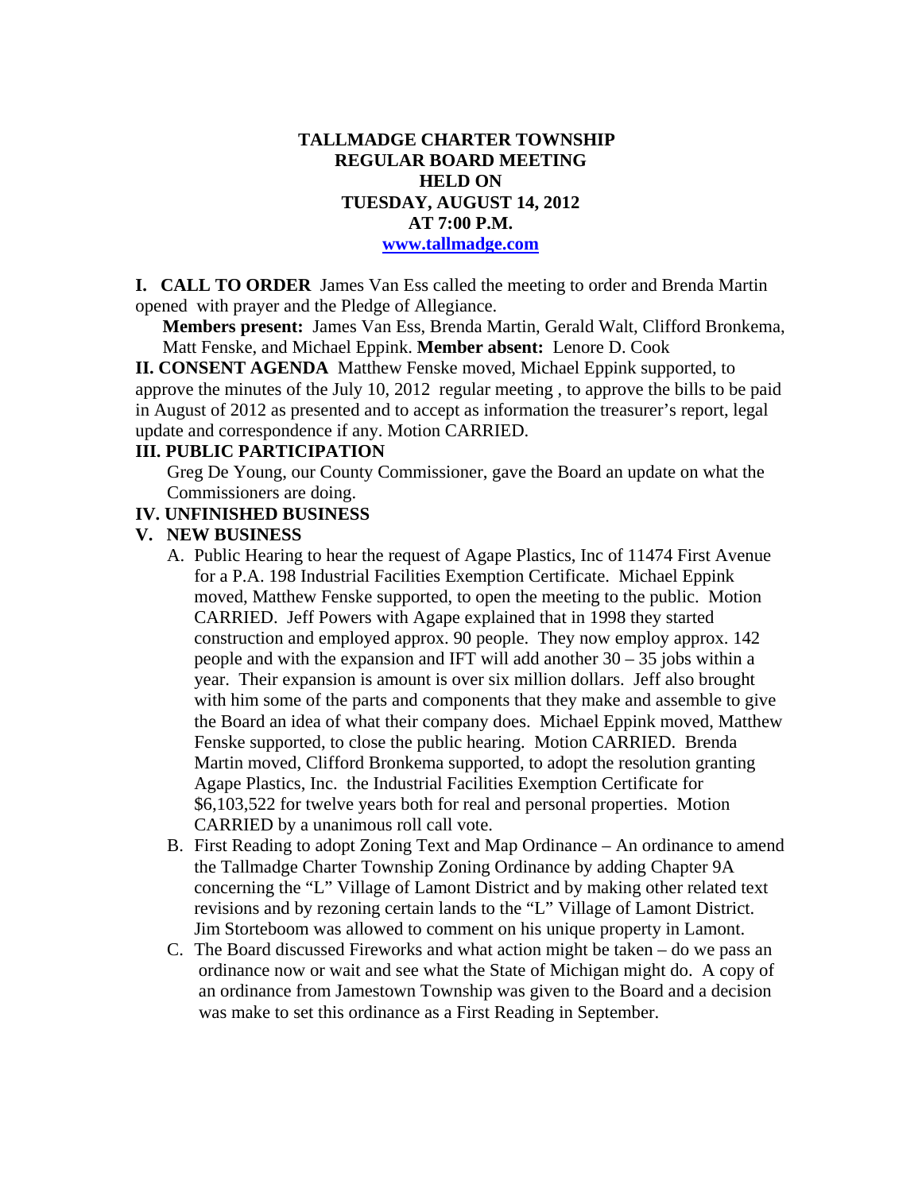# TALLMADGE CHARTER TOWNSHIP
## REGULAR BOARD MEETING
## HELD ON
## TUESDAY, AUGUST 14, 2012
## AT 7:00 P.M.

**www.tallmadge.com**

**I. CALL TO ORDER** James Van Ess called the meeting to order and Brenda Martin opened with prayer and the Pledge of Allegiance.

**Members present:** James Van Ess, Brenda Martin, Gerald Walt, Clifford Bronkema, Matt Fenske, and Michael Eppink. **Member absent:** Lenore D. Cook

**II. CONSENT AGENDA** Matthew Fenske moved, Michael Eppink supported, to approve the minutes of the July 10, 2012 regular meeting , to approve the bills to be paid in August of 2012 as presented and to accept as information the treasurer's report, legal update and correspondence if any. Motion CARRIED.

**III. PUBLIC PARTICIPATION**

Greg De Young, our County Commissioner, gave the Board an update on what the Commissioners are doing.

**IV. UNFINISHED BUSINESS**

**V. NEW BUSINESS**

A. Public Hearing to hear the request of Agape Plastics, Inc of 11474 First Avenue for a P.A. 198 Industrial Facilities Exemption Certificate. Michael Eppink moved, Matthew Fenske supported, to open the meeting to the public. Motion CARRIED. Jeff Powers with Agape explained that in 1998 they started construction and employed approx. 90 people. They now employ approx. 142 people and with the expansion and IFT will add another 30 – 35 jobs within a year. Their expansion is amount is over six million dollars. Jeff also brought with him some of the parts and components that they make and assemble to give the Board an idea of what their company does. Michael Eppink moved, Matthew Fenske supported, to close the public hearing. Motion CARRIED. Brenda Martin moved, Clifford Bronkema supported, to adopt the resolution granting Agape Plastics, Inc. the Industrial Facilities Exemption Certificate for $6,103,522 for twelve years both for real and personal properties. Motion CARRIED by a unanimous roll call vote.

B. First Reading to adopt Zoning Text and Map Ordinance – An ordinance to amend the Tallmadge Charter Township Zoning Ordinance by adding Chapter 9A concerning the "L" Village of Lamont District and by making other related text revisions and by rezoning certain lands to the "L" Village of Lamont District. Jim Storteboom was allowed to comment on his unique property in Lamont.

C. The Board discussed Fireworks and what action might be taken – do we pass an ordinance now or wait and see what the State of Michigan might do. A copy of an ordinance from Jamestown Township was given to the Board and a decision was make to set this ordinance as a First Reading in September.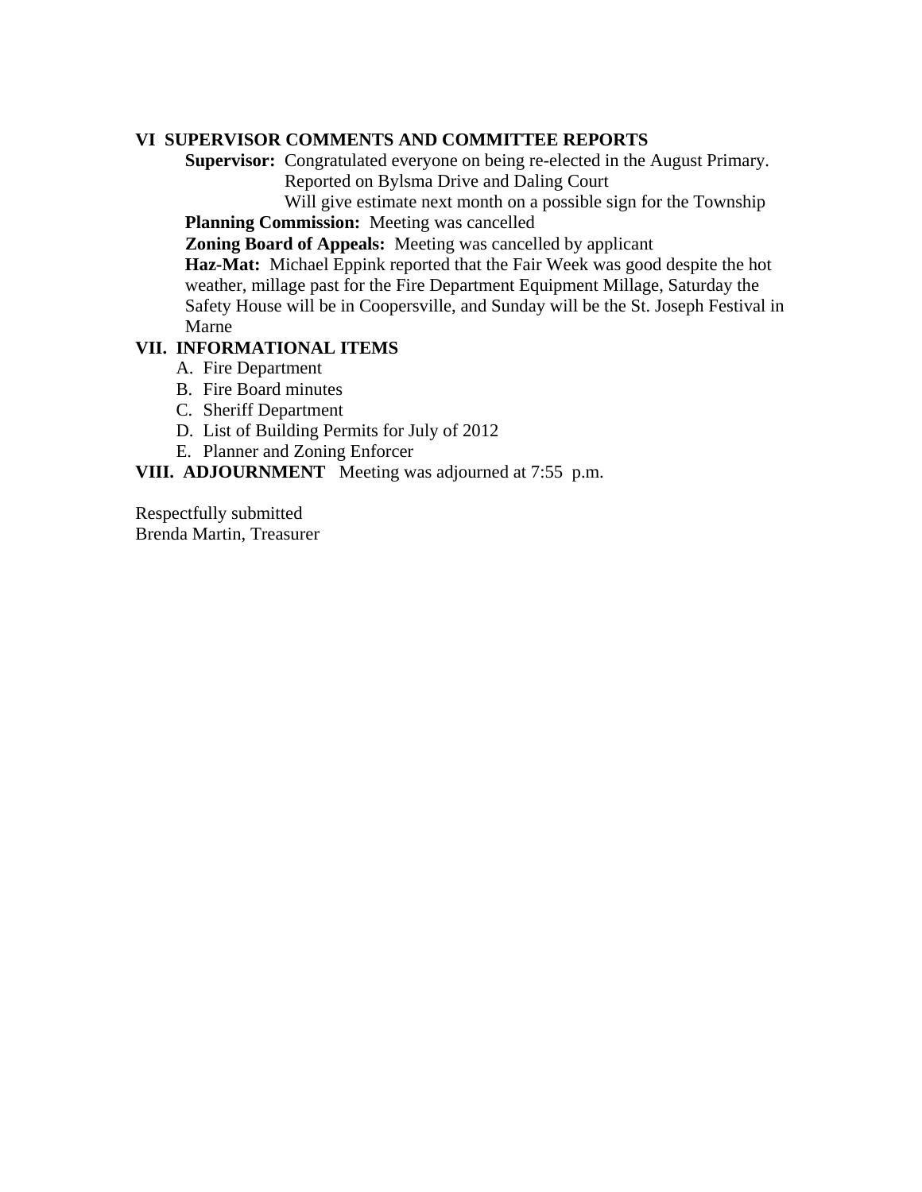**VI SUPERVISOR COMMENTS AND COMMITTEE REPORTS**

**Supervisor:** Congratulated everyone on being re-elected in the August Primary.
Reported on Bylsma Drive and Daling Court
Will give estimate next month on a possible sign for the Township

**Planning Commission:** Meeting was cancelled

**Zoning Board of Appeals:** Meeting was cancelled by applicant

**Haz-Mat:** Michael Eppink reported that the Fair Week was good despite the hot weather, millage past for the Fire Department Equipment Millage, Saturday the Safety House will be in Coopersville, and Sunday will be the St. Joseph Festival in Marne

**VII. INFORMATIONAL ITEMS**

A. Fire Department
B. Fire Board minutes
C. Sheriff Department
D. List of Building Permits for July of 2012
E. Planner and Zoning Enforcer

**VIII. ADJOURNMENT** Meeting was adjourned at 7:55 p.m.

Respectfully submitted
Brenda Martin, Treasurer